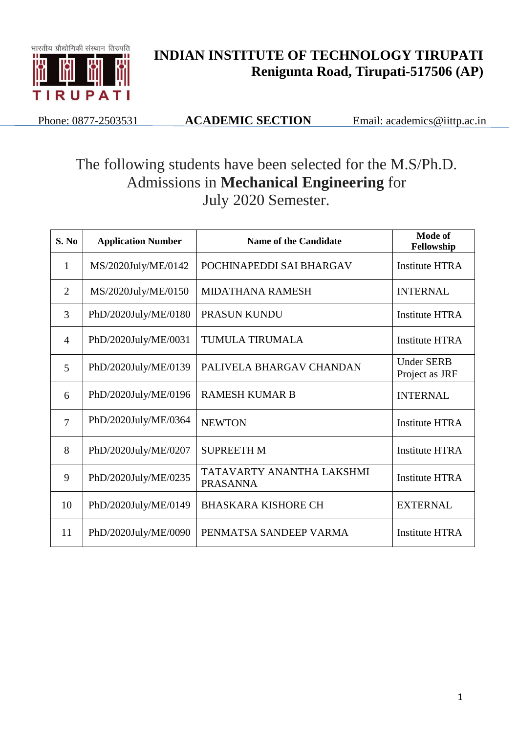भारतीय प्रौद्योगिकी संस्थान तिरुपति

# INDIAN INSTITUTE OF TECHNOLOGY TIRUPATI
**Renigunta Road, Tirupati-517506 (AP)**

Phone: 0877-2503531 **ACADEMIC SECTION** Email: academics@iittp.ac.in

## The following students have been selected for the M.S/Ph.D. Admissions in **Mechanical Engineering** for July 2020 Semester.

| S. No | Application Number | Name of the Candidate | Mode of Fellowship |
|---|---|---|---|
| 1 | MS/2020July/ME/0142 | POCHINAPEDDI SAI BHARGAV | Institute HTRA |
| 2 | MS/2020July/ME/0150 | MIDATHANA RAMESH | INTERNAL |
| 3 | PhD/2020July/ME/0180 | PRASUN KUNDU | Institute HTRA |
| 4 | PhD/2020July/ME/0031 | TUMULA TIRUMALA | Institute HTRA |
| 5 | PhD/2020July/ME/0139 | PALIVELA BHARGAV CHANDAN | Under SERB Project as JRF |
| 6 | PhD/2020July/ME/0196 | RAMESH KUMAR B | INTERNAL |
| 7 | PhD/2020July/ME/0364 | NEWTON | Institute HTRA |
| 8 | PhD/2020July/ME/0207 | SUPREETH M | Institute HTRA |
| 9 | PhD/2020July/ME/0235 | TATAVARTY ANANTHA LAKSHMI PRASANNA | Institute HTRA |
| 10 | PhD/2020July/ME/0149 | BHASKARA KISHORE CH | EXTERNAL |
| 11 | PhD/2020July/ME/0090 | PENMATSA SANDEEP VARMA | Institute HTRA |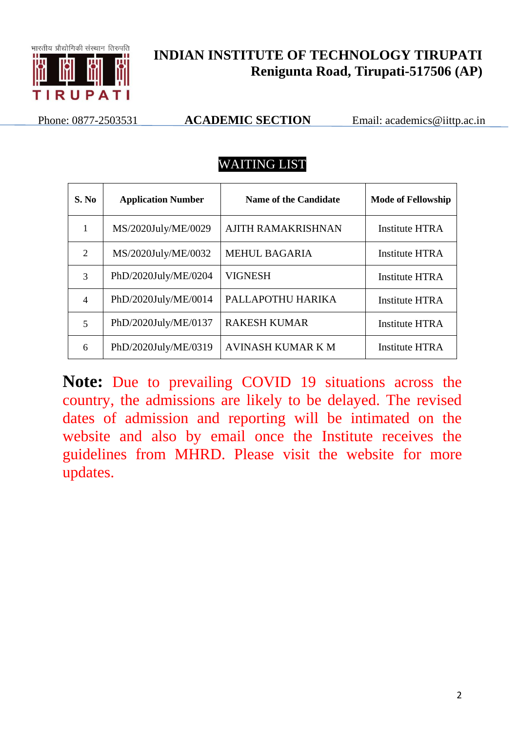# INDIAN INSTITUTE OF TECHNOLOGY TIRUPATI
## Renigunta Road, Tirupati-517506 (AP)

Phone: 0877-2503531 **ACADEMIC SECTION** Email: academics@iittp.ac.in

## WAITING LIST

| S. No | Application Number | Name of the Candidate | Mode of Fellowship |
|---|---|---|---|
| 1 | MS/2020July/ME/0029 | AJITH RAMAKRISHNAN | Institute HTRA |
| 2 | MS/2020July/ME/0032 | MEHUL BAGARIA | Institute HTRA |
| 3 | PhD/2020July/ME/0204 | VIGNESH | Institute HTRA |
| 4 | PhD/2020July/ME/0014 | PALLAPOTHU HARIKA | Institute HTRA |
| 5 | PhD/2020July/ME/0137 | RAKESH KUMAR | Institute HTRA |
| 6 | PhD/2020July/ME/0319 | AVINASH KUMAR K M | Institute HTRA |

**Note:** Due to prevailing COVID 19 situations across the country, the admissions are likely to be delayed. The revised dates of admission and reporting will be intimated on the website and also by email once the Institute receives the guidelines from MHRD. Please visit the website for more updates.